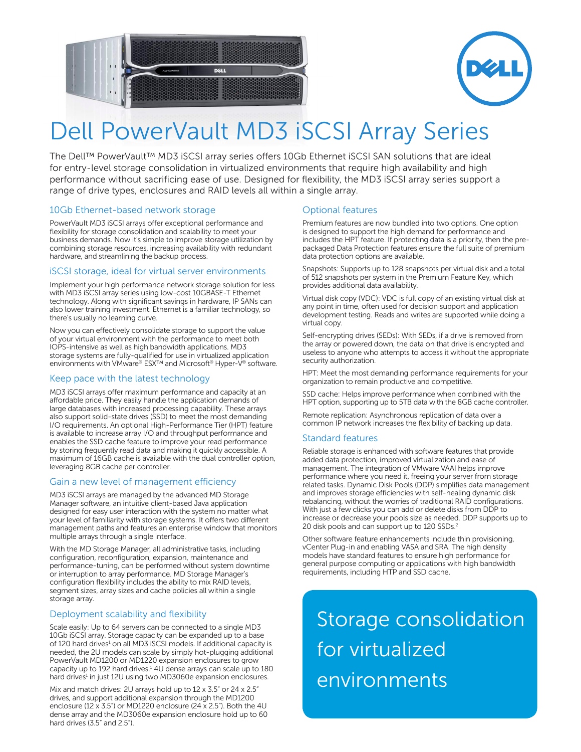# Dell PowerVault MD3 iSCSI Array Series

The Dell™ PowerVault™ MD3 iSCSI array series offers 10Gb Ethernet iSCSI SAN solutions that are ideal for entry-level storage consolidation in virtualized environments that require high availability and high performance without sacrificing ease of use. Designed for flexibility, the MD3 iSCSI array series support a range of drive types, enclosures and RAID levels all within a single array.

## 10Gb Ethernet-based network storage

PowerVault MD3 iSCSI arrays offer exceptional performance and flexibility for storage consolidation and scalability to meet your business demands. Now it's simple to improve storage utilization by combining storage resources, increasing availability with redundant hardware, and streamlining the backup process.

## iSCSI storage, ideal for virtual server environments

Implement your high performance network storage solution for less with MD3 iSCSI array series using low-cost 10GBASE-T Ethernet technology. Along with significant savings in hardware, IP SANs can also lower training investment. Ethernet is a familiar technology, so there's usually no learning curve.

Now you can effectively consolidate storage to support the value of your virtual environment with the performance to meet both IOPS-intensive as well as high bandwidth applications. MD3 storage systems are fully-qualified for use in virtualized application environments with VMware® ESX™ and Microsoft® Hyper-V® software.

## Keep pace with the latest technology

MD3 iSCSI arrays offer maximum performance and capacity at an affordable price. They easily handle the application demands of large databases with increased processing capability. These arrays also support solid-state drives (SSD) to meet the most demanding I/O requirements. An optional High-Performance Tier (HPT) feature is available to increase array I/O and throughput performance and enables the SSD cache feature to improve your read performance by storing frequently read data and making it quickly accessible. A maximum of 16GB cache is available with the dual controller option, leveraging 8GB cache per controller.

## Gain a new level of management efficiency

MD3 iSCSI arrays are managed by the advanced MD Storage Manager software, an intuitive client-based Java application designed for easy user interaction with the system no matter what your level of familiarity with storage systems. It offers two different management paths and features an enterprise window that monitors multiple arrays through a single interface.

With the MD Storage Manager, all administrative tasks, including configuration, reconfiguration, expansion, maintenance and performance-tuning, can be performed without system downtime or interruption to array performance. MD Storage Manager's configuration flexibility includes the ability to mix RAID levels, segment sizes, array sizes and cache policies all within a single storage array.

## Deployment scalability and flexibility

Scale easily: Up to 64 servers can be connected to a single MD3 10Gb iSCSI array. Storage capacity can be expanded up to a base of 120 hard drives[1] on all MD3 iSCSI models. If additional capacity is needed, the 2U models can scale by simply hot-plugging additional PowerVault MD1200 or MD1220 expansion enclosures to grow capacity up to 192 hard drives.[1] 4U dense arrays can scale up to 180 hard drives[1] in just 12U using two MD3060e expansion enclosures.

Mix and match drives: 2U arrays hold up to 12 x 3.5" or 24 x 2.5" drives, and support additional expansion through the MD1200 enclosure (12 x 3.5") or MD1220 enclosure (24 x 2.5"). Both the 4U dense array and the MD3060e expansion enclosure hold up to 60 hard drives (3.5" and 2.5").

## Optional features

Premium features are now bundled into two options. One option is designed to support the high demand for performance and includes the HPT feature. If protecting data is a priority, then the pre-packaged Data Protection features ensure the full suite of premium data protection options are available.

Snapshots: Supports up to 128 snapshots per virtual disk and a total of 512 snapshots per system in the Premium Feature Key, which provides additional data availability.

Virtual disk copy (VDC): VDC is full copy of an existing virtual disk at any point in time, often used for decision support and application development testing. Reads and writes are supported while doing a virtual copy.

Self-encrypting drives (SEDs): With SEDs, if a drive is removed from the array or powered down, the data on that drive is encrypted and useless to anyone who attempts to access it without the appropriate security authorization.

HPT: Meet the most demanding performance requirements for your organization to remain productive and competitive.

SSD cache: Helps improve performance when combined with the HPT option, supporting up to 5TB data with the 8GB cache controller.

Remote replication: Asynchronous replication of data over a common IP network increases the flexibility of backing up data.

## Standard features

Reliable storage is enhanced with software features that provide added data protection, improved virtualization and ease of management. The integration of VMware VAAI helps improve performance where you need it, freeing your server from storage related tasks. Dynamic Disk Pools (DDP) simplifies data management and improves storage efficiencies with self-healing dynamic disk rebalancing, without the worries of traditional RAID configurations. With just a few clicks you can add or delete disks from DDP to increase or decrease your pools size as needed. DDP supports up to 20 disk pools and can support up to 120 SSDs.[2]

Other software feature enhancements include thin provisioning, vCenter Plug-in and enabling VASA and SRA. The high density models have standard features to ensure high performance for general purpose computing or applications with high bandwidth requirements, including HTP and SSD cache.

**Storage consolidation for virtualized environments**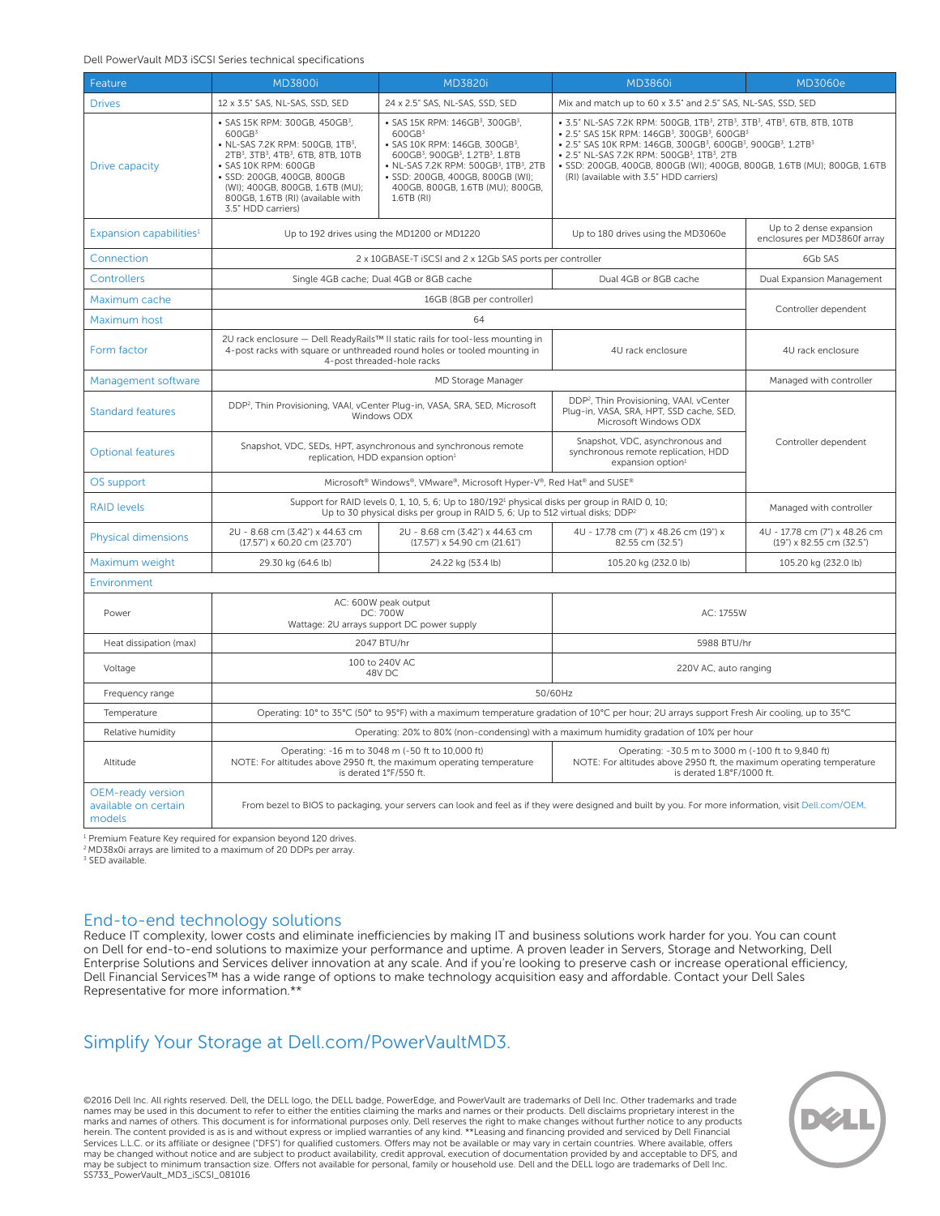Dell PowerVault MD3 iSCSI Series technical specifications

| Feature | MD3800i | MD3820i | MD3860i | MD3060e |
|---|---|---|---|---|
| Drives | 12 x 3.5" SAS, NL-SAS, SSD, SED | 24 x 2.5" SAS, NL-SAS, SSD, SED | Mix and match up to 60 x 3.5" and 2.5" SAS, NL-SAS, SSD, SED | |
| Drive capacity | • SAS 15K RPM: 300GB, 450GB[3], 600GB[3] • NL-SAS 7.2K RPM: 500GB, 1TB[3], 2TB[3], 3TB[3], 4TB[3], 6TB, 8TB, 10TB • SAS 10K RPM: 600GB • SSD: 200GB, 400GB, 800GB (WI); 400GB, 800GB, 1.6TB (MU); 800GB, 1.6TB (RI) (available with 3.5" HDD carriers) | • SAS 15K RPM: 146GB[3], 300GB[3], 600GB[3] • SAS 10K RPM: 146GB, 300GB[3], 600GB[3], 900GB[3], 1.2TB[3], 1.8TB • NL-SAS 7.2K RPM: 500GB[3], 1TB[3], 2TB • SSD: 200GB, 400GB, 800GB (WI); 400GB, 800GB, 1.6TB (MU); 800GB, 1.6TB (RI) | • 3.5" NL-SAS 7.2K RPM: 500GB, 1TB[3], 2TB[3], 3TB[3], 4TB[3], 6TB, 8TB, 10TB • 2.5" SAS 15K RPM: 146GB[3], 300GB[3], 600GB[3] • 2.5" SAS 10K RPM: 146GB, 300GB[3], 600GB[3], 900GB[3], 1.2TB[3] • 2.5" NL-SAS 7.2K RPM: 500GB[3], 1TB[3], 2TB • SSD: 200GB, 400GB, 800GB (WI); 400GB, 800GB, 1.6TB (MU); 800GB, 1.6TB (RI) (available with 3.5" HDD carriers) | |
| Expansion capabilities[1] | Up to 192 drives using the MD1200 or MD1220 | | Up to 180 drives using the MD3060e | Up to 2 dense expansion enclosures per MD3860f array |
| Connection | 2 x 10GBASE-T iSCSI and 2 x 12Gb SAS ports per controller | | | 6Gb SAS |
| Controllers | Single 4GB cache; Dual 4GB or 8GB cache | | Dual 4GB or 8GB cache | Dual Expansion Management |
| Maximum cache | 16GB (8GB per controller) | | | Controller dependent |
| Maximum host | 64 | | | |
| Form factor | 2U rack enclosure — Dell ReadyRails™ II static rails for tool-less mounting in 4-post racks with square or unthreaded round holes or tooled mounting in 4-post threaded-hole racks | | 4U rack enclosure | 4U rack enclosure |
| Management software | MD Storage Manager | | | Managed with controller |
| Standard features | DDP[2], Thin Provisioning, VAAI, vCenter Plug-in, VASA, SRA, SED, Microsoft Windows ODX | | DDP[2], Thin Provisioning, VAAI, vCenter Plug-in, VASA, SRA, HPT, SSD cache, SED, Microsoft Windows ODX | Controller dependent |
| Optional features | Snapshot, VDC, SEDs, HPT, asynchronous and synchronous remote replication, HDD expansion option[1] | | Snapshot, VDC, asynchronous and synchronous remote replication, HDD expansion option[1] | |
| OS support | Microsoft® Windows®, VMware®, Microsoft Hyper-V®, Red Hat® and SUSE® | | | |
| RAID levels | Support for RAID levels 0, 1, 10, 5, 6; Up to 180/192[1] physical disks per group in RAID 0, 10; Up to 30 physical disks per group in RAID 5, 6; Up to 512 virtual disks; DDP[2] | | | Managed with controller |
| Physical dimensions | 2U - 8.68 cm (3.42") x 44.63 cm (17.57") x 60.20 cm (23.70") | 2U - 8.68 cm (3.42") x 44.63 cm (17.57") x 54.90 cm (21.61") | 4U - 17.78 cm (7") x 48.26 cm (19") x 82.55 cm (32.5") | 4U - 17.78 cm (7") x 48.26 cm (19") x 82.55 cm (32.5") |
| Maximum weight | 29.30 kg (64.6 lb) | 24.22 kg (53.4 lb) | 105.20 kg (232.0 lb) | 105.20 kg (232.0 lb) |
| Environment | | | | |
| Power | AC: 600W peak output DC: 700W Wattage: 2U arrays support DC power supply | | AC: 1755W | |
| Heat dissipation (max) | 2047 BTU/hr | | 5988 BTU/hr | |
| Voltage | 100 to 240V AC 48V DC | | 220V AC, auto ranging | |
| Frequency range | 50/60Hz | | | |
| Temperature | Operating: 10° to 35°C (50° to 95°F) with a maximum temperature gradation of 10°C per hour; 2U arrays support Fresh Air cooling, up to 35°C | | | |
| Relative humidity | Operating: 20% to 80% (non-condensing) with a maximum humidity gradation of 10% per hour | | | |
| Altitude | Operating: -16 m to 3048 m (-50 ft to 10,000 ft) NOTE: For altitudes above 2950 ft, the maximum operating temperature is derated 1°F/550 ft. | | Operating: -30.5 m to 3000 m (-100 ft to 9,840 ft) NOTE: For altitudes above 2950 ft, the maximum operating temperature is derated 1.8°F/1000 ft. | |
| OEM-ready version available on certain models | From bezel to BIOS to packaging, your servers can look and feel as if they were designed and built by you. For more information, visit Dell.com/OEM. | | | |

[1] Premium Feature Key required for expansion beyond 120 drives.
[2] MD38x0i arrays are limited to a maximum of 20 DDPs per array.
[3] SED available.

## End-to-end technology solutions

Reduce IT complexity, lower costs and eliminate inefficiencies by making IT and business solutions work harder for you. You can count on Dell for end-to-end solutions to maximize your performance and uptime. A proven leader in Servers, Storage and Networking, Dell Enterprise Solutions and Services deliver innovation at any scale. And if you're looking to preserve cash or increase operational efficiency, Dell Financial Services™ has a wide range of options to make technology acquisition easy and affordable. Contact your Dell Sales Representative for more information.**

## Simplify Your Storage at Dell.com/PowerVaultMD3.

©2016 Dell Inc. All rights reserved. Dell, the DELL logo, the DELL badge, PowerEdge, and PowerVault are trademarks of Dell Inc. Other trademarks and trade names may be used in this document to refer to either the entities claiming the marks and names or their products. Dell disclaims proprietary interest in the marks and names of others. This document is for informational purposes only. Dell reserves the right to make changes without further notice to any products herein. The content provided is as is and without express or implied warranties of any kind. **Leasing and financing provided and serviced by Dell Financial Services L.L.C. or its affiliate or designee ("DFS") for qualified customers. Offers may not be available or may vary in certain countries. Where available, offers may be changed without notice and are subject to product availability, credit approval, execution of documentation provided by and acceptable to DFS, and may be subject to minimum transaction size. Offers not available for personal, family or household use. Dell and the DELL logo are trademarks of Dell Inc.
SS733_PowerVault_MD3_iSCSI_081016